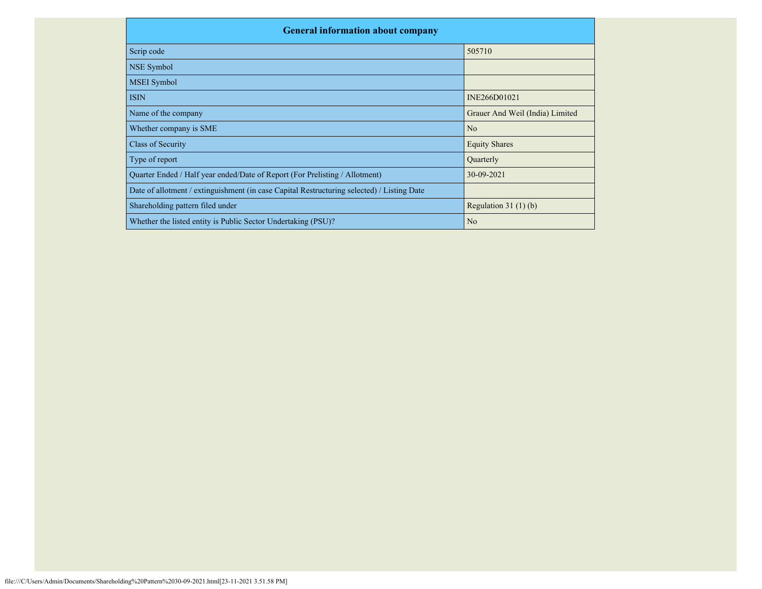| General information about company | |
|---|---|
| Scrip code | 505710 |
| NSE Symbol | |
| MSEI Symbol | |
| ISIN | INE266D01021 |
| Name of the company | Grauer And Weil (India) Limited |
| Whether company is SME | No |
| Class of Security | Equity Shares |
| Type of report | Quarterly |
| Quarter Ended / Half year ended/Date of Report (For Prelisting / Allotment) | 30-09-2021 |
| Date of allotment / extinguishment (in case Capital Restructuring selected) / Listing Date | |
| Shareholding pattern filed under | Regulation 31 (1) (b) |
| Whether the listed entity is Public Sector Undertaking (PSU)? | No |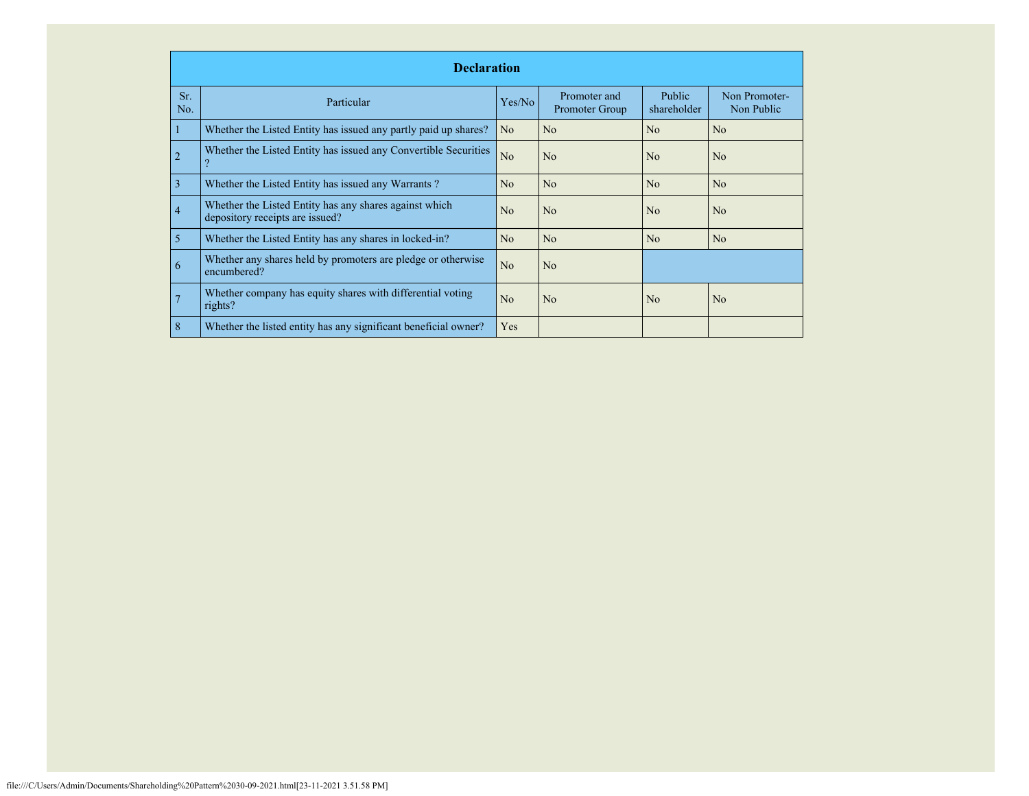| Declaration | | | | | |
|---|---|---|---|---|---|
| Sr. No. | Particular | Yes/No | Promoter and Promoter Group | Public shareholder | Non Promoter- Non Public |
| 1 | Whether the Listed Entity has issued any partly paid up shares? | No | No | No | No |
| 2 | Whether the Listed Entity has issued any Convertible Securities ? | No | No | No | No |
| 3 | Whether the Listed Entity has issued any Warrants ? | No | No | No | No |
| 4 | Whether the Listed Entity has any shares against which depository receipts are issued? | No | No | No | No |
| 5 | Whether the Listed Entity has any shares in locked-in? | No | No | No | No |
| 6 | Whether any shares held by promoters are pledge or otherwise encumbered? | No | No | | |
| 7 | Whether company has equity shares with differential voting rights? | No | No | No | No |
| 8 | Whether the listed entity has any significant beneficial owner? | Yes | | | |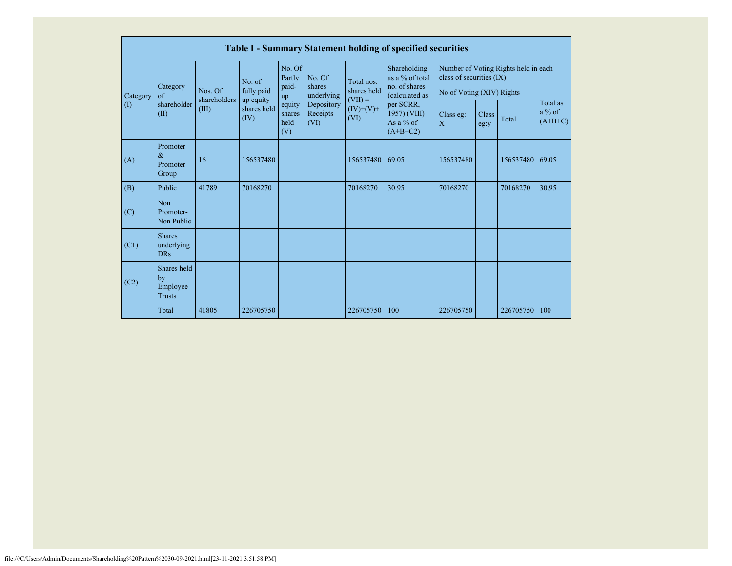| Table I - Summary Statement holding of specified securities | | | | | | | | | | | | |
|---|---|---|---|---|---|---|---|---|---|---|---|---|
| Category (I) | Category of shareholder (II) | Nos. Of shareholders (III) | No. of fully paid up equity shares held (IV) | No. Of Partly paid-up equity shares held (V) | No. Of shares underlying Depository Receipts (VI) | Total nos. shares held (VII) = (IV)+(V)+ (VI) | Shareholding as a % of total no. of shares (calculated as per SCRR, 1957) (VIII) As a % of (A+B+C2) | Number of Voting Rights held in each class of securities (IX) | | | |
| | | | | | | | | No of Voting (XIV) Rights | | | Total as a % of (A+B+C) |
| | | | | | | | | Class eg: X | Class eg:y | Total | |
| (A) | Promoter & Promoter Group | 16 | 156537480 | | | 156537480 | 69.05 | 156537480 | | 156537480 | 69.05 |
| (B) | Public | 41789 | 70168270 | | | 70168270 | 30.95 | 70168270 | | 70168270 | 30.95 |
| (C) | Non Promoter- Non Public | | | | | | | | | | |
| (C1) | Shares underlying DRs | | | | | | | | | | |
| (C2) | Shares held by Employee Trusts | | | | | | | | | | |
| | Total | 41805 | 226705750 | | | 226705750 | 100 | 226705750 | | 226705750 | 100 |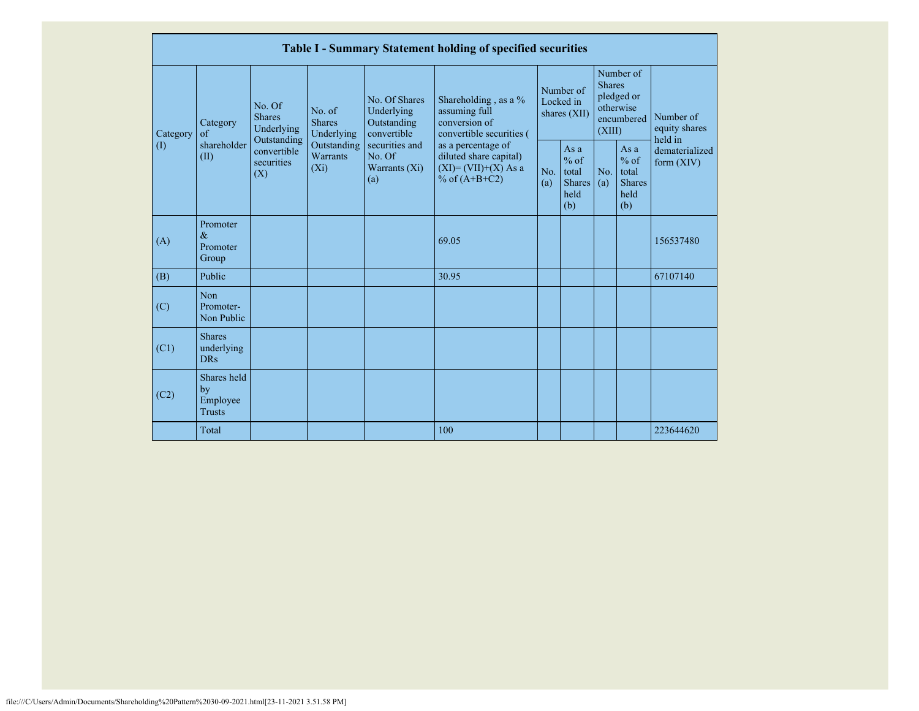| Table I - Summary Statement holding of specified securities | | | | | | | | | | |
|---|---|---|---|---|---|---|---|---|---|---|
| Category (I) | Category of shareholder (II) | No. Of Shares Underlying Outstanding convertible securities (X) | No. of Shares Underlying Outstanding Warrants (Xi) | No. Of Shares Underlying Outstanding convertible securities and No. Of Warrants (Xi) (a) | Shareholding , as a % assuming full conversion of convertible securities ( as a percentage of diluted share capital) (XI)= (VII)+(X) As a % of (A+B+C2) | Number of Locked in shares (XII) | | Number of Shares pledged or otherwise encumbered (XIII) | | Number of equity shares held in dematerialized form (XIV) |
| | | | | | | No. (a) | As a % of total Shares held (b) | No. (a) | As a % of total Shares held (b) | |
| (A) | Promoter & Promoter Group | | | | 69.05 | | | | | 156537480 |
| (B) | Public | | | | 30.95 | | | | | 67107140 |
| (C) | Non Promoter- Non Public | | | | | | | | | |
| (C1) | Shares underlying DRs | | | | | | | | | |
| (C2) | Shares held by Employee Trusts | | | | | | | | | |
| | Total | | | | 100 | | | | | 223644620 |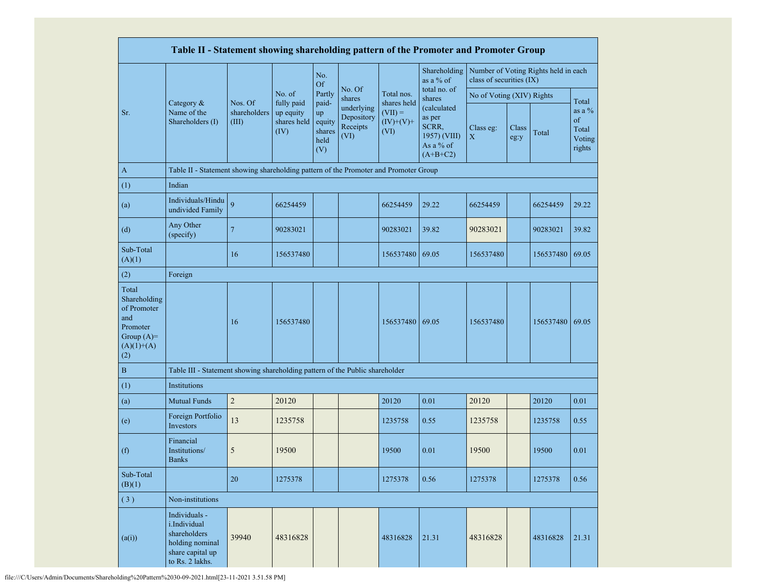| Table II - Statement showing shareholding pattern of the Promoter and Promoter Group | | | | | | | | | | | |
|---|---|---|---|---|---|---|---|---|---|---|---|
| Sr. | Category & Name of the Shareholders (I) | Nos. Of shareholders (III) | No. of fully paid up equity shares held (IV) | No. Of Partly paid-up equity shares held (V) | No. Of shares underlying Depository Receipts (VI) | Total nos. shares held (VII) = (IV)+(V)+ (VI) | Shareholding as a % of total no. of shares (calculated as per SCRR, 1957) (VIII) As a % of (A+B+C2) | Number of Voting Rights held in each class of securities (IX) | | | |
| | | | | | | | | No of Voting (XIV) Rights | | | Total as a % of Total Voting rights |
| | | | | | | | | Class eg: X | Class eg:y | Total | |
| A | Table II - Statement showing shareholding pattern of the Promoter and Promoter Group | | | | | | | | | | |
| (1) | Indian | | | | | | | | | | |
| (a) | Individuals/Hindu undivided Family | 9 | 66254459 | | | 66254459 | 29.22 | 66254459 | | 66254459 | 29.22 |
| (d) | Any Other (specify) | 7 | 90283021 | | | 90283021 | 39.82 | 90283021 | | 90283021 | 39.82 |
| Sub-Total (A)(1) | | 16 | 156537480 | | | 156537480 | 69.05 | 156537480 | | 156537480 | 69.05 |
| (2) | Foreign | | | | | | | | | | |
| Total Shareholding of Promoter and Promoter Group (A)= (A)(1)+(A)(2) | | 16 | 156537480 | | | 156537480 | 69.05 | 156537480 | | 156537480 | 69.05 |
| B | Table III - Statement showing shareholding pattern of the Public shareholder | | | | | | | | | | |
| (1) | Institutions | | | | | | | | | | |
| (a) | Mutual Funds | 2 | 20120 | | | 20120 | 0.01 | 20120 | | 20120 | 0.01 |
| (e) | Foreign Portfolio Investors | 13 | 1235758 | | | 1235758 | 0.55 | 1235758 | | 1235758 | 0.55 |
| (f) | Financial Institutions/ Banks | 5 | 19500 | | | 19500 | 0.01 | 19500 | | 19500 | 0.01 |
| Sub-Total (B)(1) | | 20 | 1275378 | | | 1275378 | 0.56 | 1275378 | | 1275378 | 0.56 |
| ( 3 ) | Non-institutions | | | | | | | | | | |
| (a(i)) | Individuals - i.Individual shareholders holding nominal share capital up to Rs. 2 lakhs. | 39940 | 48316828 | | | 48316828 | 21.31 | 48316828 | | 48316828 | 21.31 |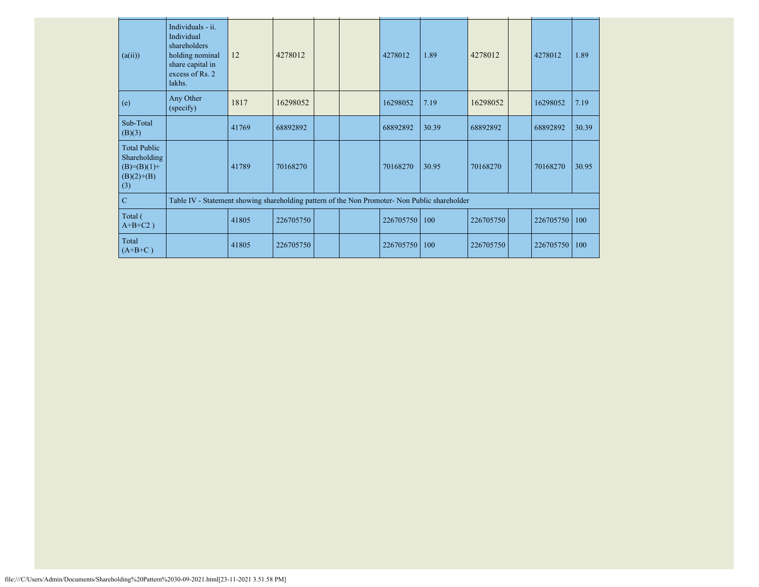| | | | | | | | | | | | |
|---|---|---|---|---|---|---|---|---|---|---|---|
| (a(ii)) | Individuals - ii. Individual shareholders holding nominal share capital in excess of Rs. 2 lakhs. | 12 | 4278012 | | | 4278012 | 1.89 | 4278012 | | 4278012 | 1.89 |
| (e) | Any Other (specify) | 1817 | 16298052 | | | 16298052 | 7.19 | 16298052 | | 16298052 | 7.19 |
| Sub-Total (B)(3) | | 41769 | 68892892 | | | 68892892 | 30.39 | 68892892 | | 68892892 | 30.39 |
| Total Public Shareholding (B)=(B)(1)+(B)(2)+(B)(3) | | 41789 | 70168270 | | | 70168270 | 30.95 | 70168270 | | 70168270 | 30.95 |
| C | Table IV - Statement showing shareholding pattern of the Non Promoter- Non Public shareholder | | | | | | | | | | |
| Total ( A+B+C2 ) | | 41805 | 226705750 | | | 226705750 | 100 | 226705750 | | 226705750 | 100 |
| Total (A+B+C ) | | 41805 | 226705750 | | | 226705750 | 100 | 226705750 | | 226705750 | 100 |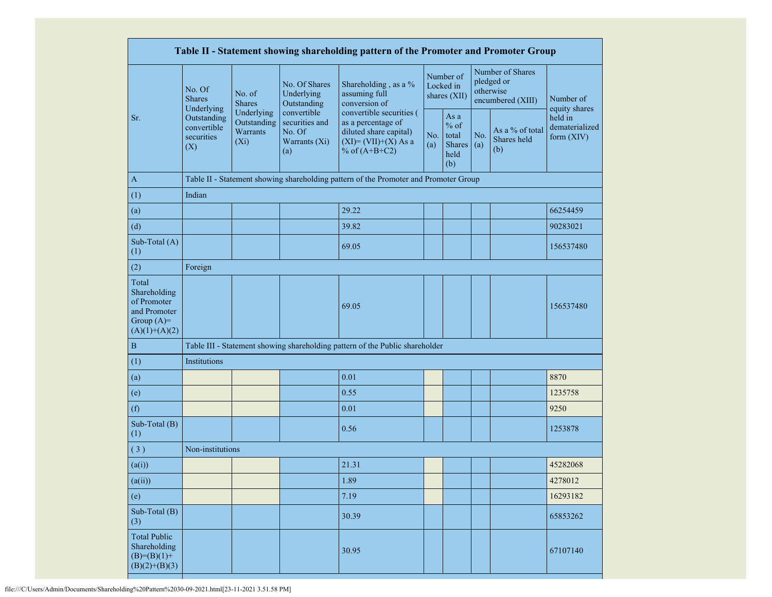| Table II - Statement showing shareholding pattern of the Promoter and Promoter Group | | | | | | | | | |
|---|---|---|---|---|---|---|---|---|---|
| Sr. | No. Of Shares Underlying Outstanding convertible securities (X) | No. of Shares Underlying Outstanding Warrants (Xi) | No. Of Shares Underlying Outstanding convertible securities and No. Of Warrants (Xi) (a) | Shareholding , as a % assuming full conversion of convertible securities ( as a percentage of diluted share capital) (XI)= (VII)+(X) As a % of (A+B+C2) | Number of Locked in shares (XII) | | Number of Shares pledged or otherwise encumbered (XIII) | | Number of equity shares held in dematerialized form (XIV) |
| | | | | | No. (a) | As a % of total Shares held (b) | No. (a) | As a % of total Shares held (b) | |
| A | Table II - Statement showing shareholding pattern of the Promoter and Promoter Group | | | | | | | | |
| (1) | Indian | | | | | | | | |
| (a) | | | | 29.22 | | | | | 66254459 |
| (d) | | | | 39.82 | | | | | 90283021 |
| Sub-Total (A) (1) | | | | 69.05 | | | | | 156537480 |
| (2) | Foreign | | | | | | | | |
| Total Shareholding of Promoter and Promoter Group (A)= (A)(1)+(A)(2) | | | | 69.05 | | | | | 156537480 |
| B | Table III - Statement showing shareholding pattern of the Public shareholder | | | | | | | | |
| (1) | Institutions | | | | | | | | |
| (a) | | | | 0.01 | | | | | 8870 |
| (e) | | | | 0.55 | | | | | 1235758 |
| (f) | | | | 0.01 | | | | | 9250 |
| Sub-Total (B) (1) | | | | 0.56 | | | | | 1253878 |
| ( 3 ) | Non-institutions | | | | | | | | |
| (a(i)) | | | | 21.31 | | | | | 45282068 |
| (a(ii)) | | | | 1.89 | | | | | 4278012 |
| (e) | | | | 7.19 | | | | | 16293182 |
| Sub-Total (B) (3) | | | | 30.39 | | | | | 65853262 |
| Total Public Shareholding (B)=(B)(1)+ (B)(2)+(B)(3) | | | | 30.95 | | | | | 67107140 |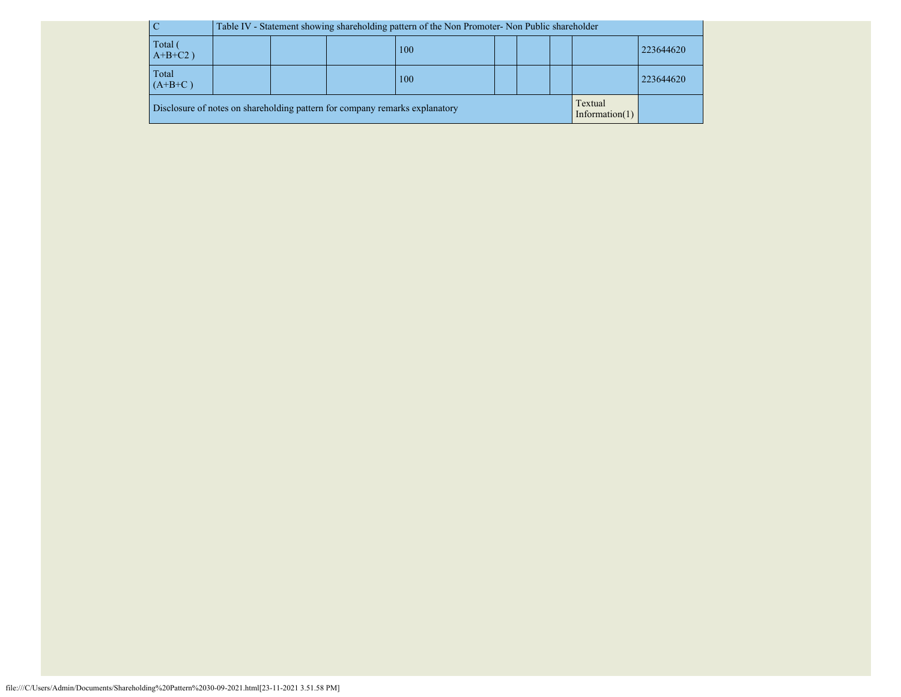| C | Table IV - Statement showing shareholding pattern of the Non Promoter- Non Public shareholder | | | | | | | | |
|---|---|---|---|---|---|---|---|---|---|
| Total ( A+B+C2 ) | | | | 100 | | | | | 223644620 |
| Total (A+B+C ) | | | | 100 | | | | | 223644620 |
| Disclosure of notes on shareholding pattern for company remarks explanatory | | | | | | | | Textual Information(1) | |

file:///C/Users/Admin/Documents/Shareholding%20Pattern%2030-09-2021.html[23-11-2021 3.51.58 PM]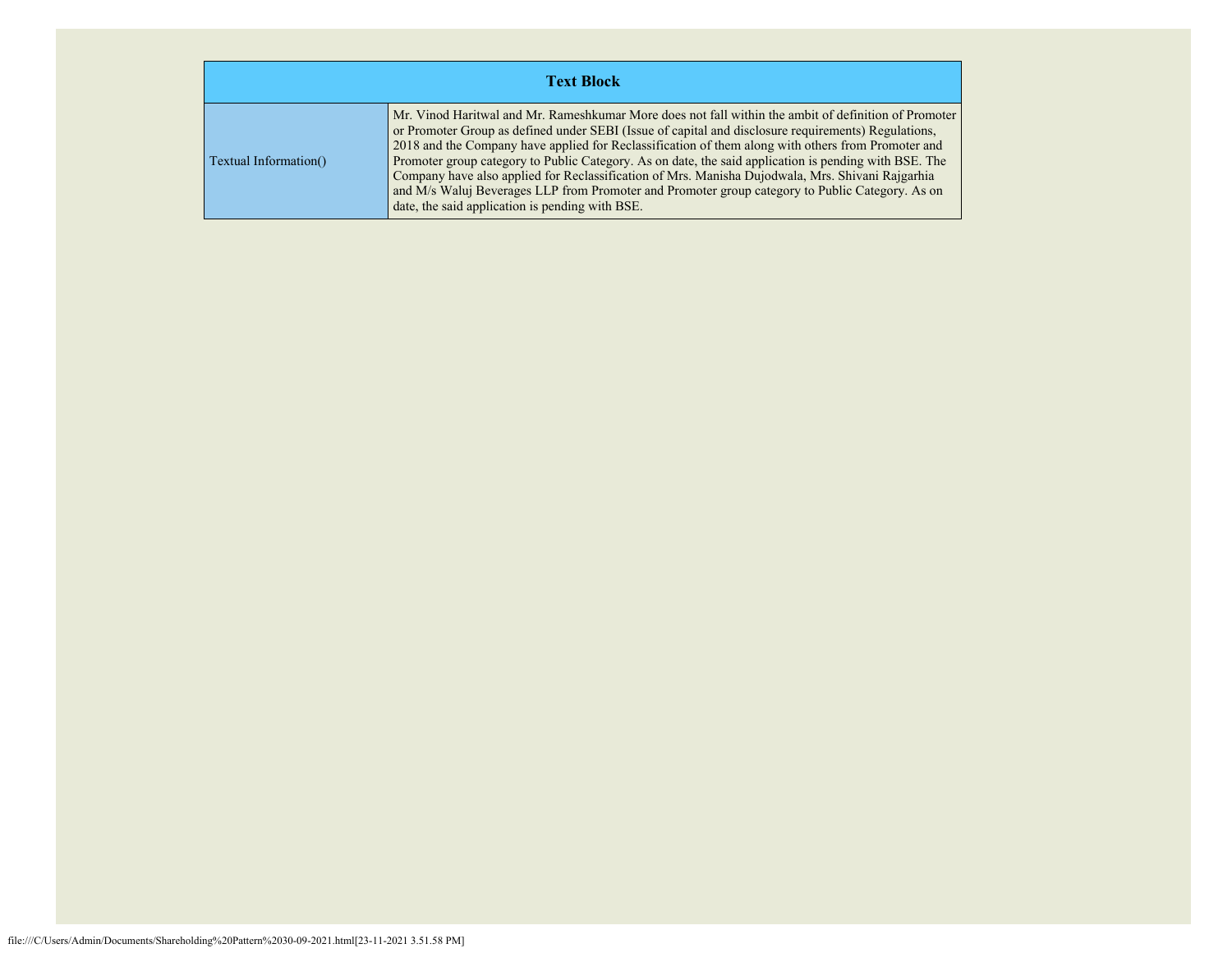| Text Block | |
|---|---|
| Textual Information() | Mr. Vinod Haritwal and Mr. Rameshkumar More does not fall within the ambit of definition of Promoter or Promoter Group as defined under SEBI (Issue of capital and disclosure requirements) Regulations, 2018 and the Company have applied for Reclassification of them along with others from Promoter and Promoter group category to Public Category. As on date, the said application is pending with BSE. The Company have also applied for Reclassification of Mrs. Manisha Dujodwala, Mrs. Shivani Rajgarhia and M/s Waluj Beverages LLP from Promoter and Promoter group category to Public Category. As on date, the said application is pending with BSE. |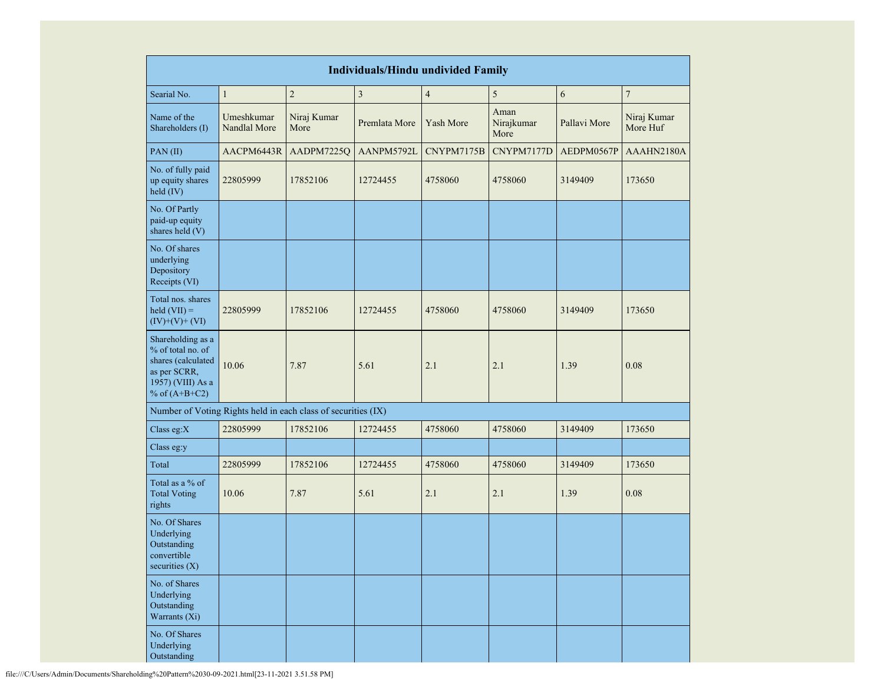| Individuals/Hindu undivided Family | | | | | | | |
|---|---|---|---|---|---|---|---|
| Searial No. | 1 | 2 | 3 | 4 | 5 | 6 | 7 |
| Name of the Shareholders (I) | Umeshkumar Nandlal More | Niraj Kumar More | Premlata More | Yash More | Aman Nirajkumar More | Pallavi More | Niraj Kumar More Huf |
| PAN (II) | AACPM6443R | AADPM7225Q | AANPM5792L | CNYPM7175B | CNYPM7177D | AEDPM0567P | AAAHN2180A |
| No. of fully paid up equity shares held (IV) | 22805999 | 17852106 | 12724455 | 4758060 | 4758060 | 3149409 | 173650 |
| No. Of Partly paid-up equity shares held (V) | | | | | | | |
| No. Of shares underlying Depository Receipts (VI) | | | | | | | |
| Total nos. shares held (VII) = (IV)+(V)+ (VI) | 22805999 | 17852106 | 12724455 | 4758060 | 4758060 | 3149409 | 173650 |
| Shareholding as a % of total no. of shares (calculated as per SCRR, 1957) (VIII) As a % of (A+B+C2) | 10.06 | 7.87 | 5.61 | 2.1 | 2.1 | 1.39 | 0.08 |
| Number of Voting Rights held in each class of securities (IX) | | | | | | | |
| Class eg:X | 22805999 | 17852106 | 12724455 | 4758060 | 4758060 | 3149409 | 173650 |
| Class eg:y | | | | | | | |
| Total | 22805999 | 17852106 | 12724455 | 4758060 | 4758060 | 3149409 | 173650 |
| Total as a % of Total Voting rights | 10.06 | 7.87 | 5.61 | 2.1 | 2.1 | 1.39 | 0.08 |
| No. Of Shares Underlying Outstanding convertible securities (X) | | | | | | | |
| No. of Shares Underlying Outstanding Warrants (Xi) | | | | | | | |
| No. Of Shares Underlying Outstanding | | | | | | | |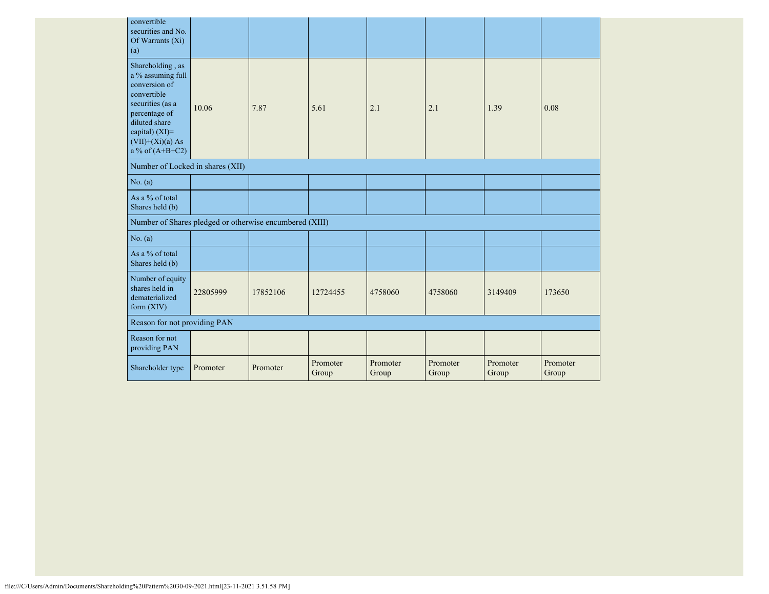| convertible securities and No. Of Warrants (Xi) (a) | | | | | | | |
|---|---|---|---|---|---|---|---|
| Shareholding , as a % assuming full conversion of convertible securities (as a percentage of diluted share capital) (XI)= (VII)+(Xi)(a) As a % of (A+B+C2) | 10.06 | 7.87 | 5.61 | 2.1 | 2.1 | 1.39 | 0.08 |
| Number of Locked in shares (XII) | | | | | | | |
| No. (a) | | | | | | | |
| As a % of total Shares held (b) | | | | | | | |
| Number of Shares pledged or otherwise encumbered (XIII) | | | | | | | |
| No. (a) | | | | | | | |
| As a % of total Shares held (b) | | | | | | | |
| Number of equity shares held in dematerialized form (XIV) | 22805999 | 17852106 | 12724455 | 4758060 | 4758060 | 3149409 | 173650 |
| Reason for not providing PAN | | | | | | | |
| Reason for not providing PAN | | | | | | | |
| Shareholder type | Promoter | Promoter | Promoter Group | Promoter Group | Promoter Group | Promoter Group | Promoter Group |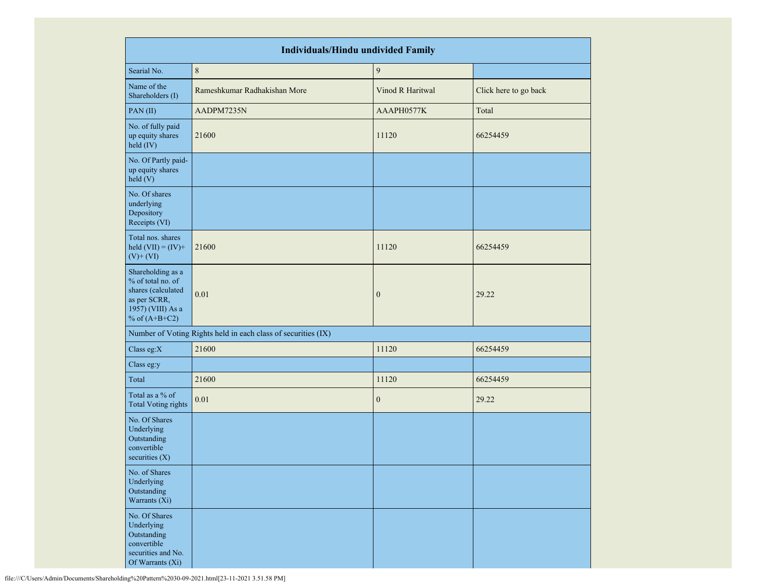| Individuals/Hindu undivided Family | | | |
|---|---|---|---|
| Searial No. | 8 | 9 | |
| Name of the Shareholders (I) | Rameshkumar Radhakishan More | Vinod R Haritwal | Click here to go back |
| PAN (II) | AADPM7235N | AAAPH0577K | Total |
| No. of fully paid up equity shares held (IV) | 21600 | 11120 | 66254459 |
| No. Of Partly paid-up equity shares held (V) | | | |
| No. Of shares underlying Depository Receipts (VI) | | | |
| Total nos. shares held (VII) = (IV)+ (V)+ (VI) | 21600 | 11120 | 66254459 |
| Shareholding as a % of total no. of shares (calculated as per SCRR, 1957) (VIII) As a % of (A+B+C2) | 0.01 | 0 | 29.22 |
| Number of Voting Rights held in each class of securities (IX) | | | |
| Class eg:X | 21600 | 11120 | 66254459 |
| Class eg:y | | | |
| Total | 21600 | 11120 | 66254459 |
| Total as a % of Total Voting rights | 0.01 | 0 | 29.22 |
| No. Of Shares Underlying Outstanding convertible securities (X) | | | |
| No. of Shares Underlying Outstanding Warrants (Xi) | | | |
| No. Of Shares Underlying Outstanding convertible securities and No. Of Warrants (Xi) | | | |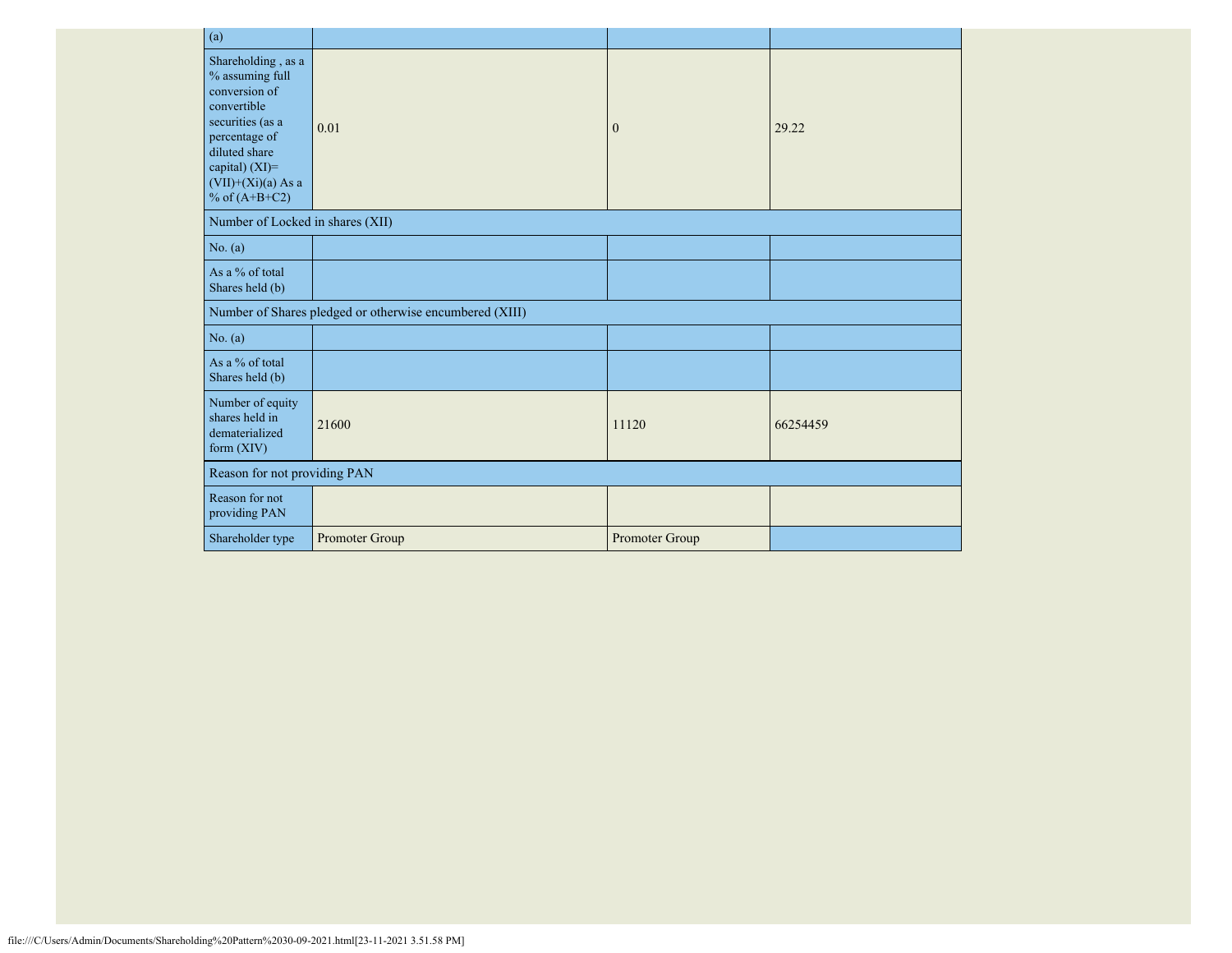| | | | |
|---|---|---|---|
| (a) | | | |
| Shareholding , as a % assuming full conversion of convertible securities (as a percentage of diluted share capital) (XI)= (VII)+(Xi)(a) As a % of (A+B+C2) | 0.01 | 0 | 29.22 |
| Number of Locked in shares (XII) | | | |
| No. (a) | | | |
| As a % of total Shares held (b) | | | |
| Number of Shares pledged or otherwise encumbered (XIII) | | | |
| No. (a) | | | |
| As a % of total Shares held (b) | | | |
| Number of equity shares held in dematerialized form (XIV) | 21600 | 11120 | 66254459 |
| Reason for not providing PAN | | | |
| Reason for not providing PAN | | | |
| Shareholder type | Promoter Group | Promoter Group | |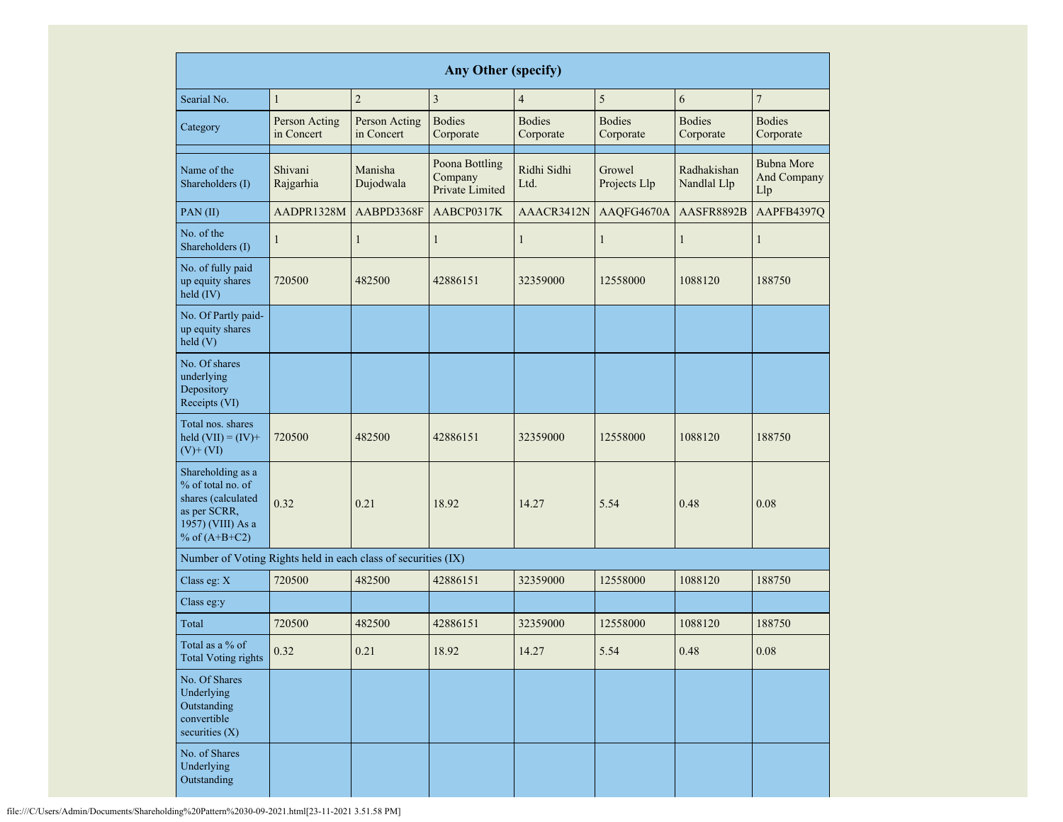| Any Other (specify) | | | | | | | |
|---|---|---|---|---|---|---|---|
| Searial No. | 1 | 2 | 3 | 4 | 5 | 6 | 7 |
| Category | Person Acting in Concert | Person Acting in Concert | Bodies Corporate | Bodies Corporate | Bodies Corporate | Bodies Corporate | Bodies Corporate |
| | | | | | | | |
| Name of the Shareholders (I) | Shivani Rajgarhia | Manisha Dujodwala | Poona Bottling Company Private Limited | Ridhi Sidhi Ltd. | Growel Projects Llp | Radhakishan Nandlal Llp | Bubna More And Company Llp |
| PAN (II) | AADPR1328M | AABPD3368F | AABCP0317K | AAACR3412N | AAQFG4670A | AASFR8892B | AAPFB4397Q |
| No. of the Shareholders (I) | 1 | 1 | 1 | 1 | 1 | 1 | 1 |
| No. of fully paid up equity shares held (IV) | 720500 | 482500 | 42886151 | 32359000 | 12558000 | 1088120 | 188750 |
| No. Of Partly paid-up equity shares held (V) | | | | | | | |
| No. Of shares underlying Depository Receipts (VI) | | | | | | | |
| Total nos. shares held (VII) = (IV)+(V)+ (VI) | 720500 | 482500 | 42886151 | 32359000 | 12558000 | 1088120 | 188750 |
| Shareholding as a % of total no. of shares (calculated as per SCRR, 1957) (VIII) As a % of (A+B+C2) | 0.32 | 0.21 | 18.92 | 14.27 | 5.54 | 0.48 | 0.08 |
| Number of Voting Rights held in each class of securities (IX) | | | | | | | |
| Class eg: X | 720500 | 482500 | 42886151 | 32359000 | 12558000 | 1088120 | 188750 |
| Class eg:y | | | | | | | |
| Total | 720500 | 482500 | 42886151 | 32359000 | 12558000 | 1088120 | 188750 |
| Total as a % of Total Voting rights | 0.32 | 0.21 | 18.92 | 14.27 | 5.54 | 0.48 | 0.08 |
| No. Of Shares Underlying Outstanding convertible securities (X) | | | | | | | |
| No. of Shares Underlying Outstanding | | | | | | | |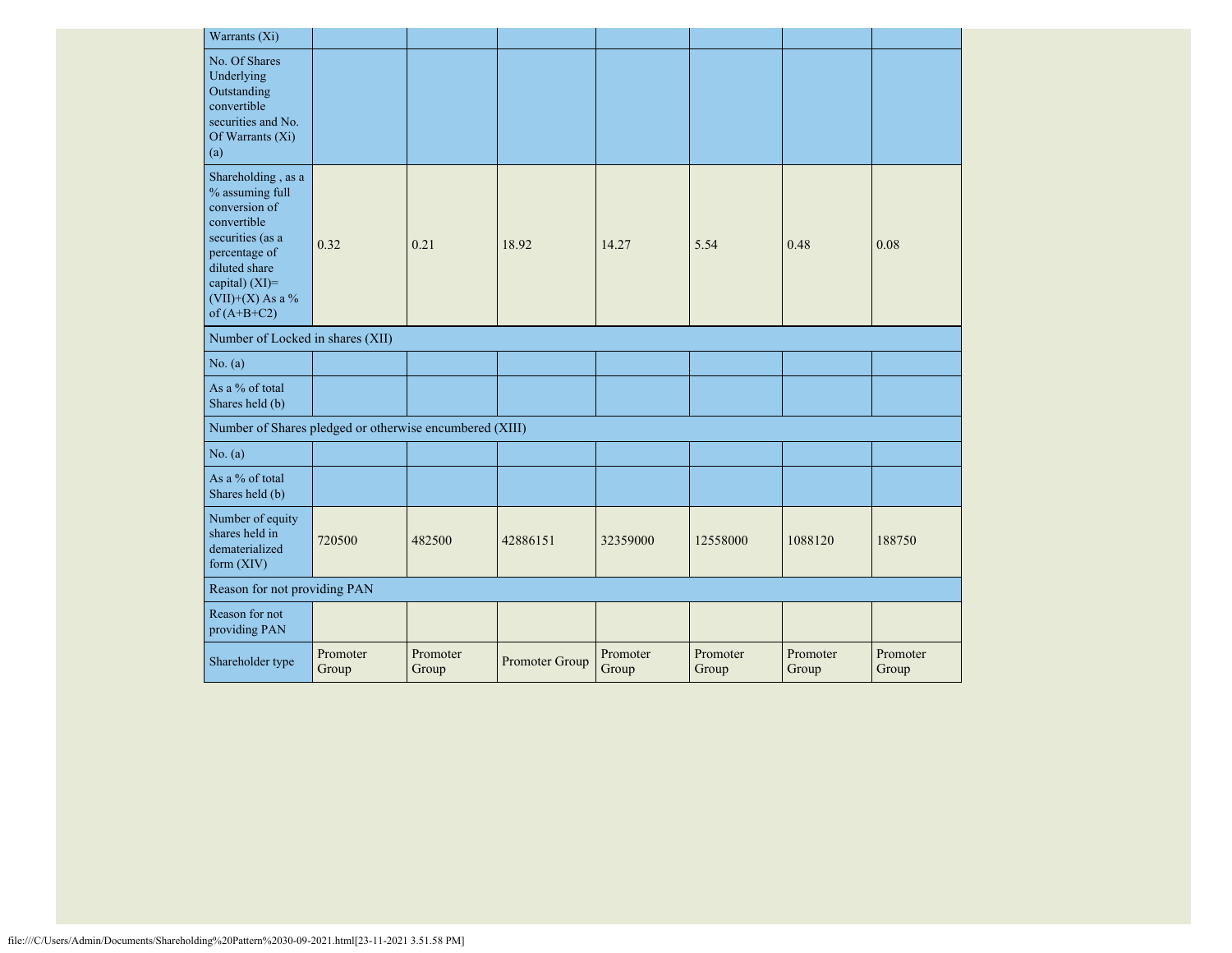| Warrants (Xi) | | | | | | | |
|---|---|---|---|---|---|---|---|
| No. Of Shares Underlying Outstanding convertible securities and No. Of Warrants (Xi) (a) | | | | | | | |
| Shareholding , as a % assuming full conversion of convertible securities (as a percentage of diluted share capital) (XI)= (VII)+(X) As a % of (A+B+C2) | 0.32 | 0.21 | 18.92 | 14.27 | 5.54 | 0.48 | 0.08 |
| Number of Locked in shares (XII) | | | | | | | |
| No. (a) | | | | | | | |
| As a % of total Shares held (b) | | | | | | | |
| Number of Shares pledged or otherwise encumbered (XIII) | | | | | | | |
| No. (a) | | | | | | | |
| As a % of total Shares held (b) | | | | | | | |
| Number of equity shares held in dematerialized form (XIV) | 720500 | 482500 | 42886151 | 32359000 | 12558000 | 1088120 | 188750 |
| Reason for not providing PAN | | | | | | | |
| Reason for not providing PAN | | | | | | | |
| Shareholder type | Promoter Group | Promoter Group | Promoter Group | Promoter Group | Promoter Group | Promoter Group | Promoter Group |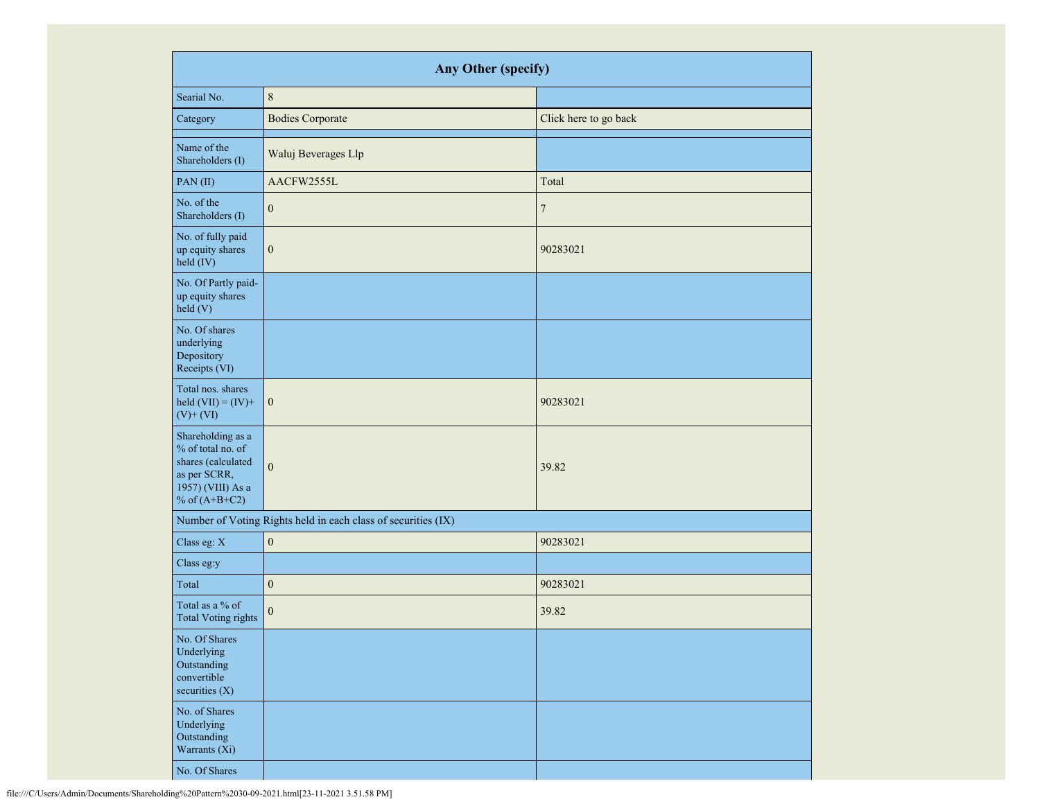| Any Other (specify) | | |
|---|---|---|
| Searial No. | 8 | |
| Category | Bodies Corporate | Click here to go back |
| | | |
| Name of the Shareholders (I) | Waluj Beverages Llp | |
| PAN (II) | AACFW2555L | Total |
| No. of the Shareholders (I) | 0 | 7 |
| No. of fully paid up equity shares held (IV) | 0 | 90283021 |
| No. Of Partly paid-up equity shares held (V) | | |
| No. Of shares underlying Depository Receipts (VI) | | |
| Total nos. shares held (VII) = (IV)+ (V)+ (VI) | 0 | 90283021 |
| Shareholding as a % of total no. of shares (calculated as per SCRR, 1957) (VIII) As a % of (A+B+C2) | 0 | 39.82 |
| Number of Voting Rights held in each class of securities (IX) | | |
| Class eg: X | 0 | 90283021 |
| Class eg:y | | |
| Total | 0 | 90283021 |
| Total as a % of Total Voting rights | 0 | 39.82 |
| No. Of Shares Underlying Outstanding convertible securities (X) | | |
| No. of Shares Underlying Outstanding Warrants (Xi) | | |
| No. Of Shares | | |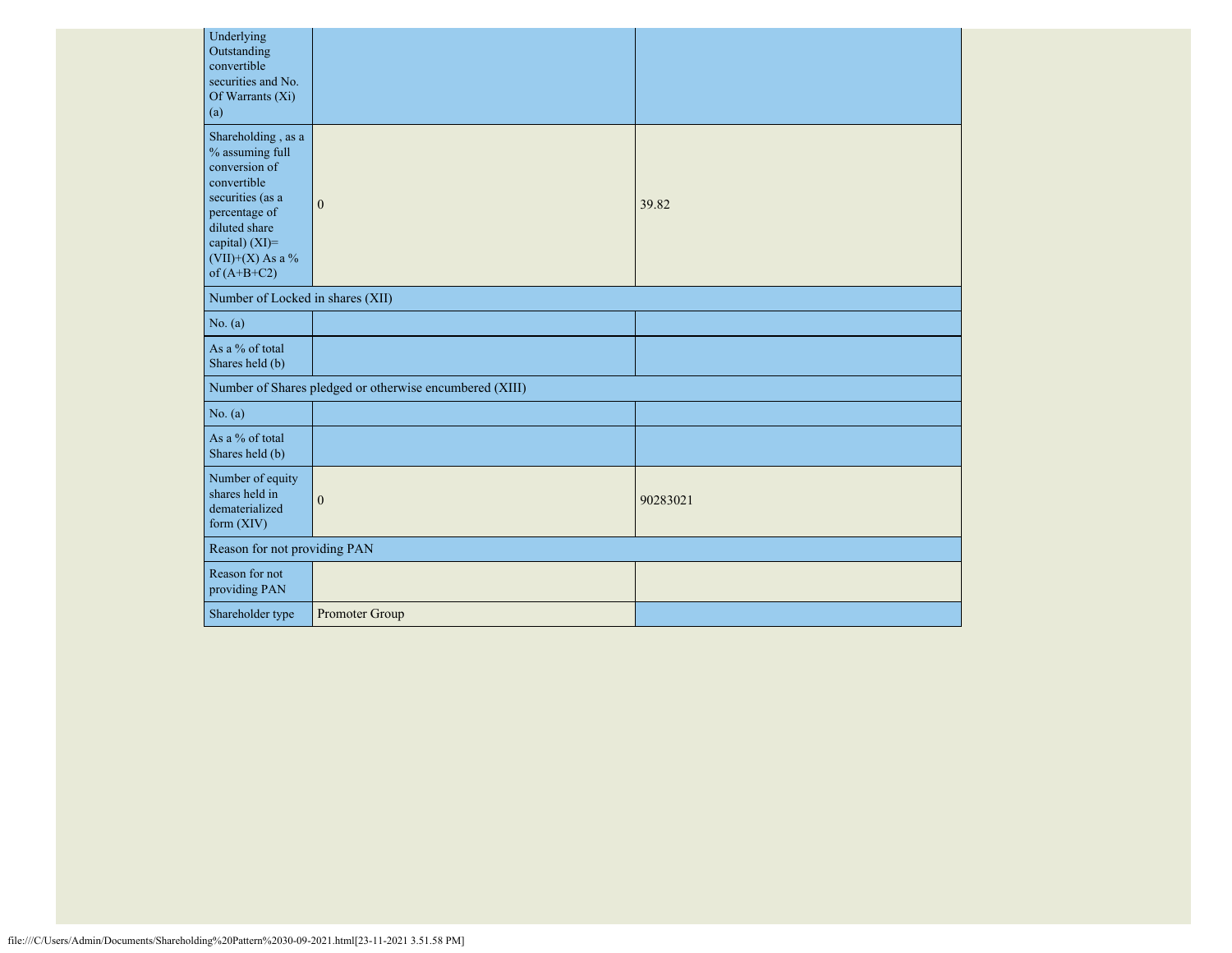| | | |
|---|---|---|
| Underlying Outstanding convertible securities and No. Of Warrants (Xi) (a) | | |
| Shareholding , as a % assuming full conversion of convertible securities (as a percentage of diluted share capital) (XI)= (VII)+(X) As a % of (A+B+C2) | 0 | 39.82 |
| Number of Locked in shares (XII) | | |
| No. (a) | | |
| As a % of total Shares held (b) | | |
| Number of Shares pledged or otherwise encumbered (XIII) | | |
| No. (a) | | |
| As a % of total Shares held (b) | | |
| Number of equity shares held in dematerialized form (XIV) | 0 | 90283021 |
| Reason for not providing PAN | | |
| Reason for not providing PAN | | |
| Shareholder type | Promoter Group | |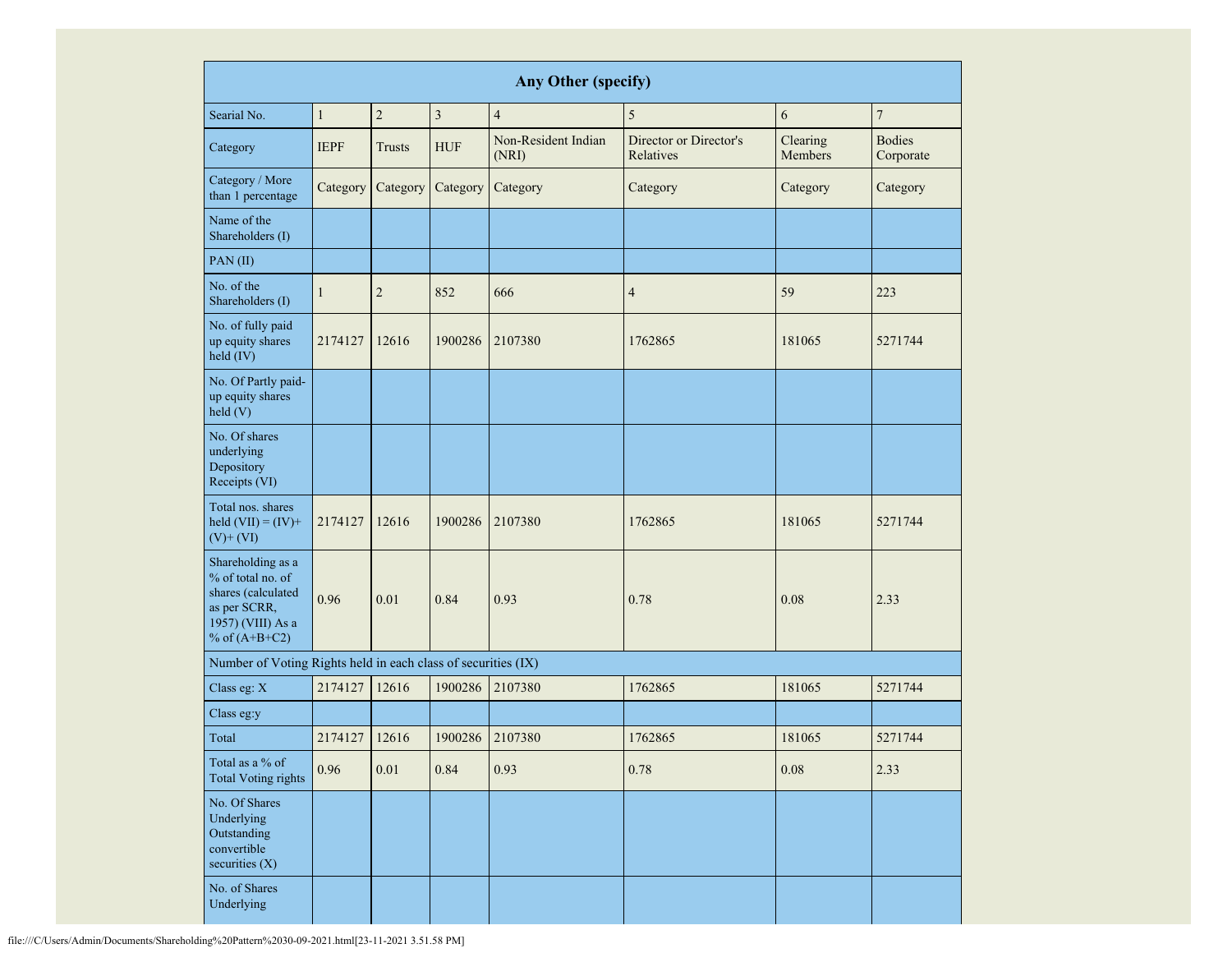| Any Other (specify) | | | | | | | |
|---|---|---|---|---|---|---|---|
| Searial No. | 1 | 2 | 3 | 4 | 5 | 6 | 7 |
| Category | IEPF | Trusts | HUF | Non-Resident Indian (NRI) | Director or Director's Relatives | Clearing Members | Bodies Corporate |
| Category / More than 1 percentage | Category | Category | Category | Category | Category | Category | Category |
| Name of the Shareholders (I) | | | | | | | |
| PAN (II) | | | | | | | |
| No. of the Shareholders (I) | 1 | 2 | 852 | 666 | 4 | 59 | 223 |
| No. of fully paid up equity shares held (IV) | 2174127 | 12616 | 1900286 | 2107380 | 1762865 | 181065 | 5271744 |
| No. Of Partly paid-up equity shares held (V) | | | | | | | |
| No. Of shares underlying Depository Receipts (VI) | | | | | | | |
| Total nos. shares held (VII) = (IV)+(V)+ (VI) | 2174127 | 12616 | 1900286 | 2107380 | 1762865 | 181065 | 5271744 |
| Shareholding as a % of total no. of shares (calculated as per SCRR, 1957) (VIII) As a % of (A+B+C2) | 0.96 | 0.01 | 0.84 | 0.93 | 0.78 | 0.08 | 2.33 |
| Number of Voting Rights held in each class of securities (IX) | | | | | | | |
| Class eg: X | 2174127 | 12616 | 1900286 | 2107380 | 1762865 | 181065 | 5271744 |
| Class eg:y | | | | | | | |
| Total | 2174127 | 12616 | 1900286 | 2107380 | 1762865 | 181065 | 5271744 |
| Total as a % of Total Voting rights | 0.96 | 0.01 | 0.84 | 0.93 | 0.78 | 0.08 | 2.33 |
| No. Of Shares Underlying Outstanding convertible securities (X) | | | | | | | |
| No. of Shares Underlying | | | | | | | |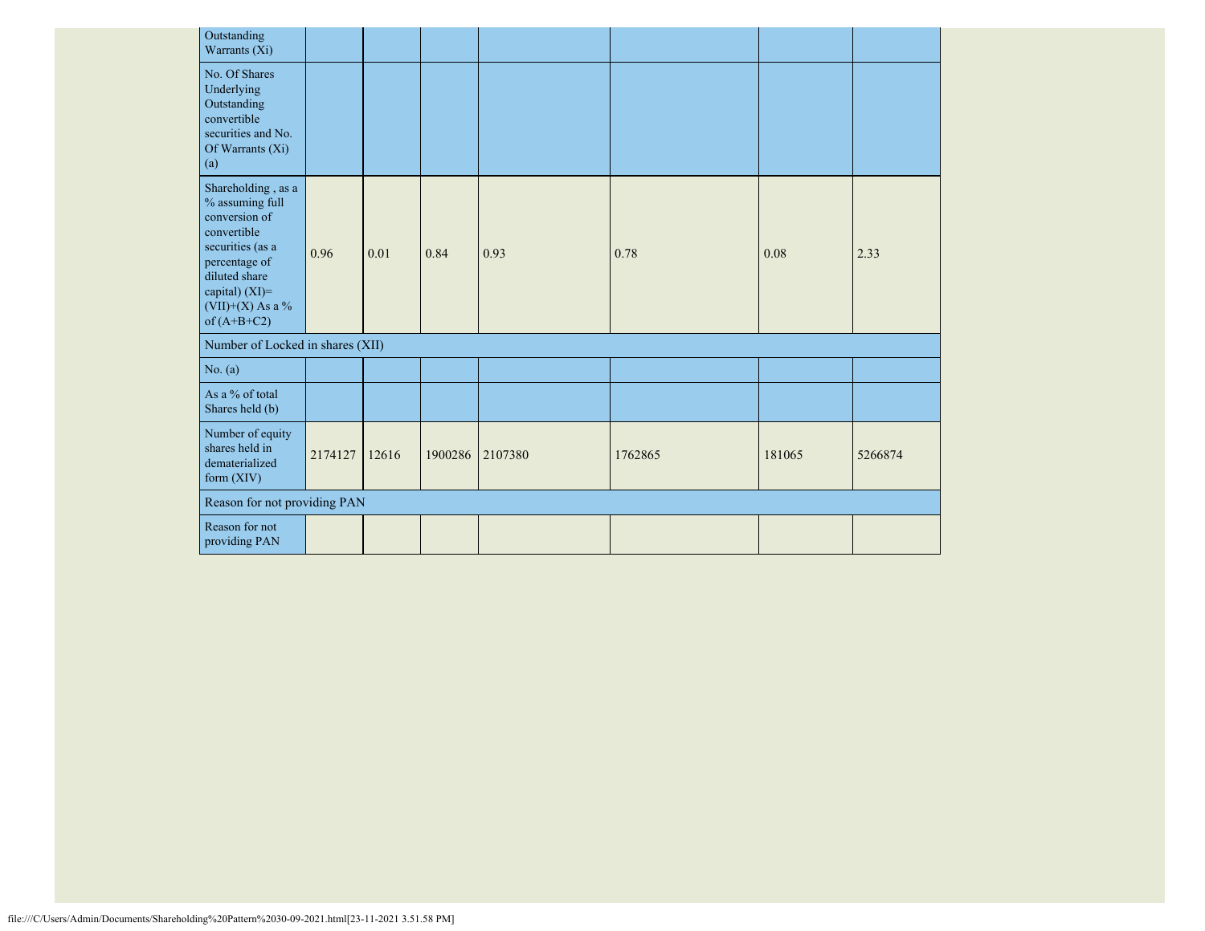| Outstanding Warrants (Xi) | | | | | | | |
|---|---|---|---|---|---|---|---|
| No. Of Shares Underlying Outstanding convertible securities and No. Of Warrants (Xi) (a) | | | | | | | |
| Shareholding , as a % assuming full conversion of convertible securities (as a percentage of diluted share capital) (XI)= (VII)+(X) As a % of (A+B+C2) | 0.96 | 0.01 | 0.84 | 0.93 | 0.78 | 0.08 | 2.33 |
| Number of Locked in shares (XII) | | | | | | | |
| No. (a) | | | | | | | |
| As a % of total Shares held (b) | | | | | | | |
| Number of equity shares held in dematerialized form (XIV) | 2174127 | 12616 | 1900286 | 2107380 | 1762865 | 181065 | 5266874 |
| Reason for not providing PAN | | | | | | | |
| Reason for not providing PAN | | | | | | | |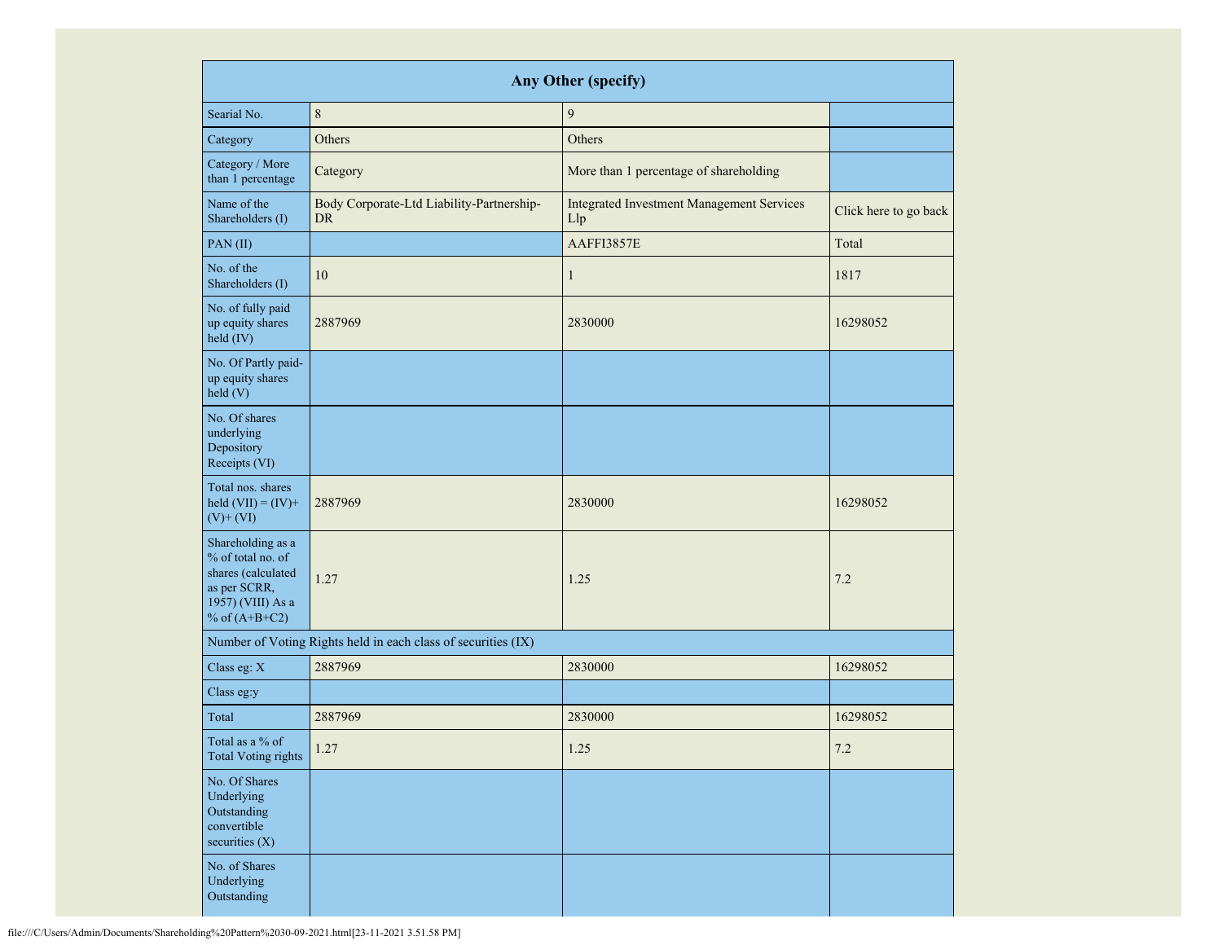| Any Other (specify) | | | |
|---|---|---|---|
| Searial No. | 8 | 9 | |
| Category | Others | Others | |
| Category / More than 1 percentage | Category | More than 1 percentage of shareholding | |
| Name of the Shareholders (I) | Body Corporate-Ltd Liability-Partnership-DR | Integrated Investment Management Services Llp | Click here to go back |
| PAN (II) | | AAFFI3857E | Total |
| No. of the Shareholders (I) | 10 | 1 | 1817 |
| No. of fully paid up equity shares held (IV) | 2887969 | 2830000 | 16298052 |
| No. Of Partly paid-up equity shares held (V) | | | |
| No. Of shares underlying Depository Receipts (VI) | | | |
| Total nos. shares held (VII) = (IV)+ (V)+ (VI) | 2887969 | 2830000 | 16298052 |
| Shareholding as a % of total no. of shares (calculated as per SCRR, 1957) (VIII) As a % of (A+B+C2) | 1.27 | 1.25 | 7.2 |
| Number of Voting Rights held in each class of securities (IX) | | | |
| Class eg: X | 2887969 | 2830000 | 16298052 |
| Class eg:y | | | |
| Total | 2887969 | 2830000 | 16298052 |
| Total as a % of Total Voting rights | 1.27 | 1.25 | 7.2 |
| No. Of Shares Underlying Outstanding convertible securities (X) | | | |
| No. of Shares Underlying Outstanding | | | |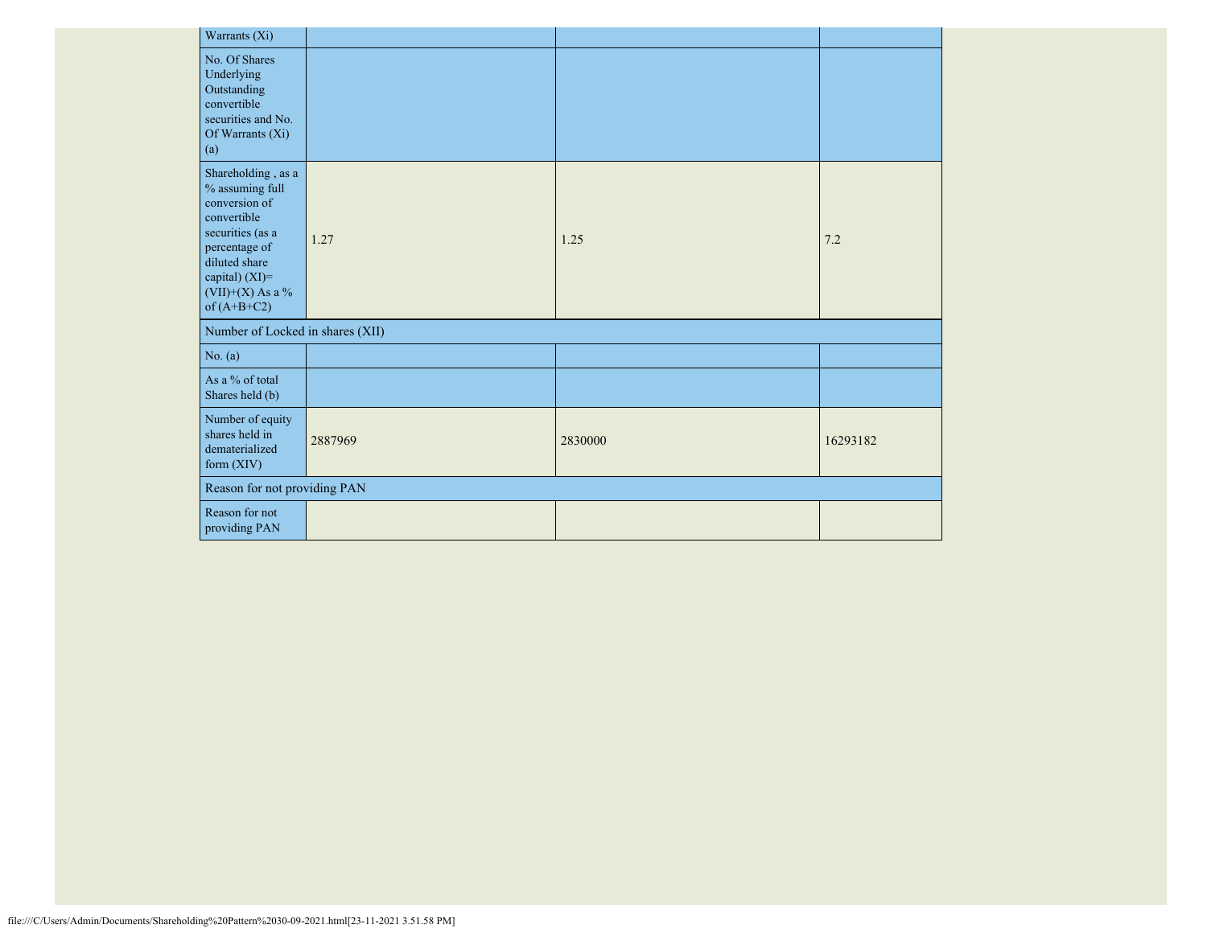| Warrants (Xi) | | | |
|---|---|---|---|
| No. Of Shares Underlying Outstanding convertible securities and No. Of Warrants (Xi) (a) | | | |
| Shareholding , as a % assuming full conversion of convertible securities (as a percentage of diluted share capital) (XI)= (VII)+(X) As a % of (A+B+C2) | 1.27 | 1.25 | 7.2 |
| Number of Locked in shares (XII) | | | |
| No. (a) | | | |
| As a % of total Shares held (b) | | | |
| Number of equity shares held in dematerialized form (XIV) | 2887969 | 2830000 | 16293182 |
| Reason for not providing PAN | | | |
| Reason for not providing PAN | | | |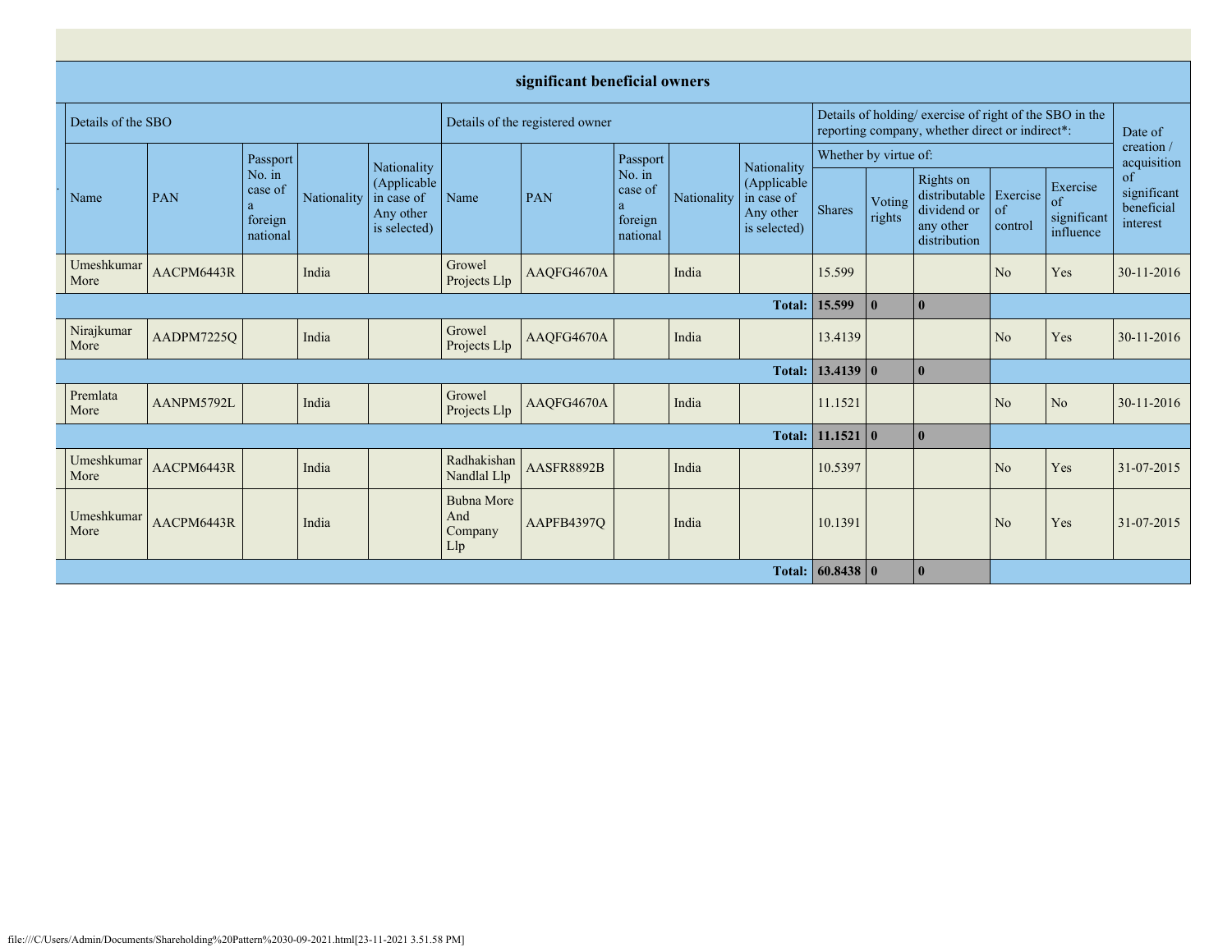## significant beneficial owners

| | Details of the SBO | | | | | Details of the registered owner | | | | | Details of holding/ exercise of right of the SBO in the reporting company, whether direct or indirect*: | | | | | Date of creation / acquisition of significant beneficial interest |
|---|---|---|---|---|---|---|---|---|---|---|---|---|---|---|---|---|
| | | | | | | | | | | | Whether by virtue of: | | | | | |
| . | Name | PAN | Passport No. in case of a foreign national | Nationality | Nationality (Applicable in case of Any other is selected) | Name | PAN | Passport No. in case of a foreign national | Nationality | Nationality (Applicable in case of Any other is selected) | Shares | Voting rights | Rights on distributable dividend or any other distribution | Exercise of control | Exercise of significant influence | |
| | Umeshkumar More | AACPM6443R | | India | | Growel Projects Llp | AAQFG4670A | | India | | 15.599 | | | No | Yes | 30-11-2016 |
| | | | | | | | | | | **Total:** | **15.599** | **0** | **0** | | | |
| | Nirajkumar More | AADPM7225Q | | India | | Growel Projects Llp | AAQFG4670A | | India | | 13.4139 | | | No | Yes | 30-11-2016 |
| | | | | | | | | | | **Total:** | **13.4139** | **0** | **0** | | | |
| | Premlata More | AANPM5792L | | India | | Growel Projects Llp | AAQFG4670A | | India | | 11.1521 | | | No | No | 30-11-2016 |
| | | | | | | | | | | **Total:** | **11.1521** | **0** | **0** | | | |
| | Umeshkumar More | AACPM6443R | | India | | Radhakishan Nandlal Llp | AASFR8892B | | India | | 10.5397 | | | No | Yes | 31-07-2015 |
| | Umeshkumar More | AACPM6443R | | India | | Bubna More And Company Llp | AAPFB4397Q | | India | | 10.1391 | | | No | Yes | 31-07-2015 |
| | | | | | | | | | | **Total:** | **60.8438** | **0** | **0** | | | |